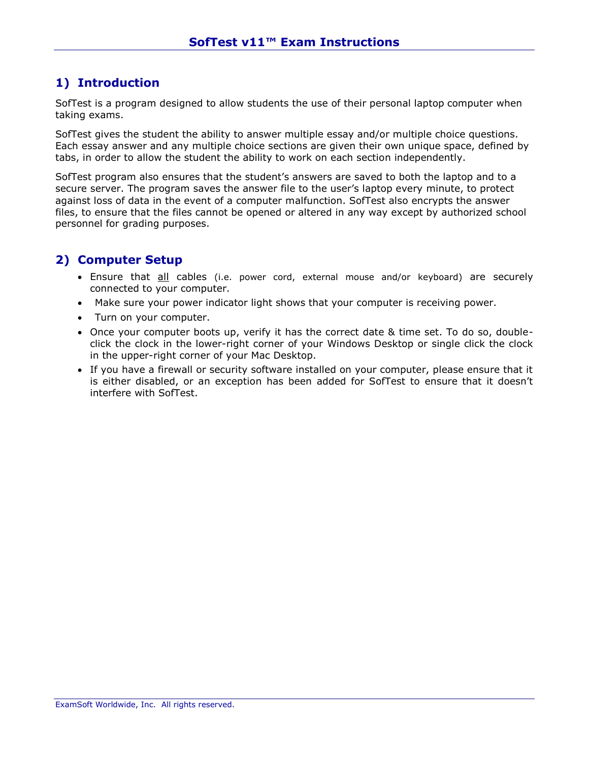# SofTest v11™ Exam Instructions

## 1) Introduction

SofTest is a program designed to allow students the use of their personal laptop computer when taking exams.

SofTest gives the student the ability to answer multiple essay and/or multiple choice questions. Each essay answer and any multiple choice sections are given their own unique space, defined by tabs, in order to allow the student the ability to work on each section independently.

SofTest program also ensures that the student's answers are saved to both the laptop and to a secure server. The program saves the answer file to the user's laptop every minute, to protect against loss of data in the event of a computer malfunction. SofTest also encrypts the answer files, to ensure that the files cannot be opened or altered in any way except by authorized school personnel for grading purposes.

## 2) Computer Setup

- Ensure that <u>all</u> cables (i.e. power cord, external mouse and/or keyboard) are securely connected to your computer.
- Make sure your power indicator light shows that your computer is receiving power.
- Turn on your computer.
- Once your computer boots up, verify it has the correct date & time set. To do so, double-click the clock in the lower-right corner of your Windows Desktop or single click the clock in the upper-right corner of your Mac Desktop.
- If you have a firewall or security software installed on your computer, please ensure that it is either disabled, or an exception has been added for SofTest to ensure that it doesn't interfere with SofTest.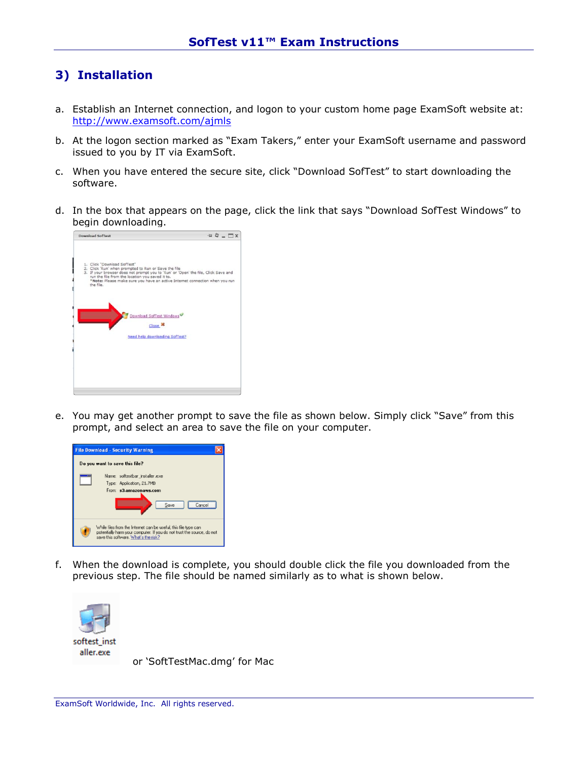## 3) Installation

a. Establish an Internet connection, and logon to your custom home page ExamSoft website at: http://www.examsoft.com/ajmls

b. At the logon section marked as "Exam Takers," enter your ExamSoft username and password issued to you by IT via ExamSoft.

c. When you have entered the secure site, click "Download SofTest" to start downloading the software.

d. In the box that appears on the page, click the link that says "Download SofTest Windows" to begin downloading.

e. You may get another prompt to save the file as shown below. Simply click "Save" from this prompt, and select an area to save the file on your computer.

f. When the download is complete, you should double click the file you downloaded from the previous step. The file should be named similarly as to what is shown below.

softest_installer.exe or 'SoftTestMac.dmg' for Mac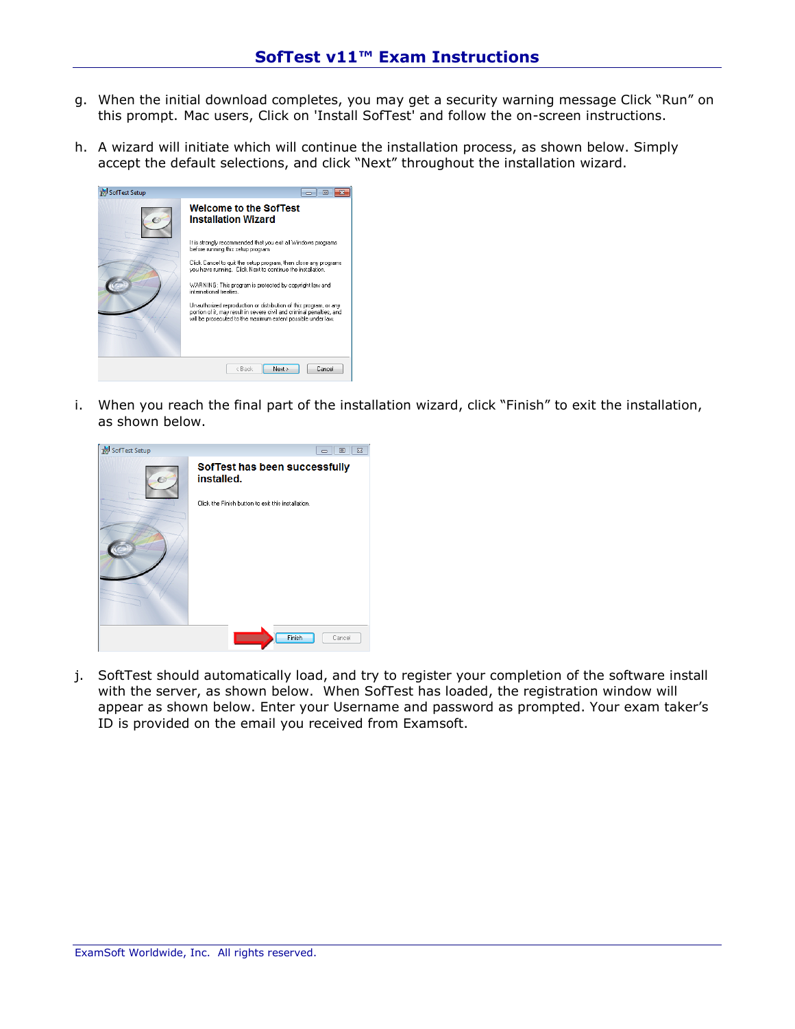g. When the initial download completes, you may get a security warning message Click “Run” on this prompt. Mac users, Click on 'Install SofTest' and follow the on-screen instructions.

h. A wizard will initiate which will continue the installation process, as shown below. Simply accept the default selections, and click “Next” throughout the installation wizard.

i. When you reach the final part of the installation wizard, click “Finish” to exit the installation, as shown below.

j. SoftTest should automatically load, and try to register your completion of the software install with the server, as shown below. When SofTest has loaded, the registration window will appear as shown below. Enter your Username and password as prompted. Your exam taker’s ID is provided on the email you received from Examsoft.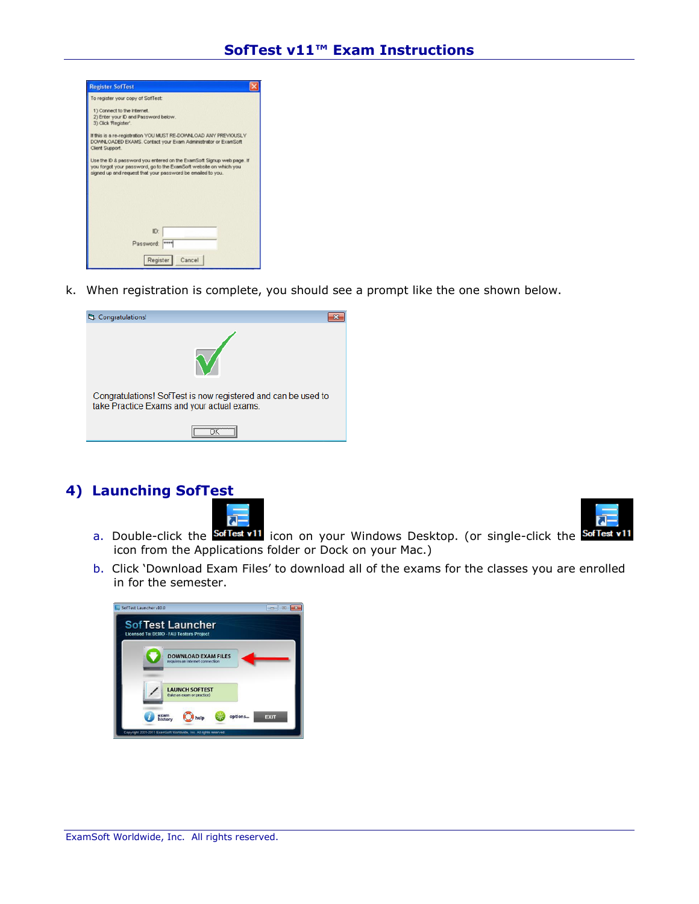k. When registration is complete, you should see a prompt like the one shown below.

## 4) Launching SofTest

a. Double-click the SofTest v11 icon on your Windows Desktop. (or single-click the SofTest v11 icon from the Applications folder or Dock on your Mac.)

b. Click 'Download Exam Files' to download all of the exams for the classes you are enrolled in for the semester.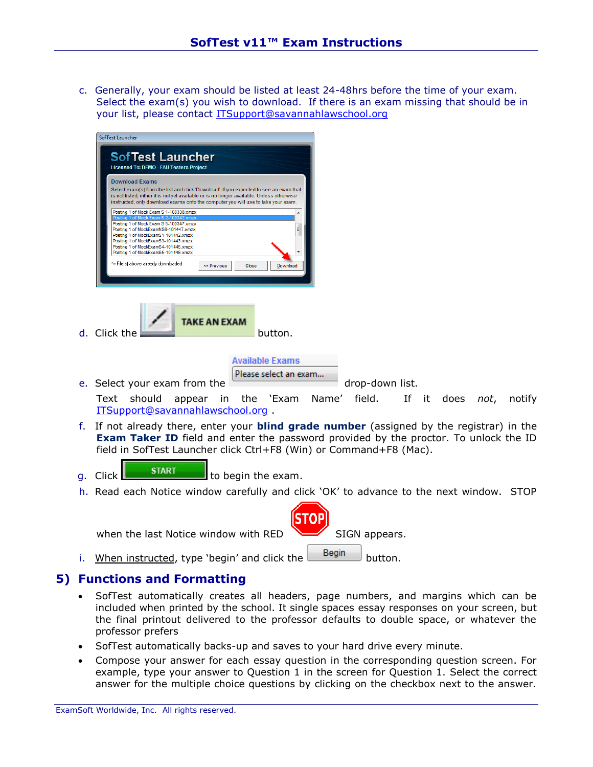c. Generally, your exam should be listed at least 24-48hrs before the time of your exam. Select the exam(s) you wish to download. If there is an exam missing that should be in your list, please contact ITSupport@savannahlawschool.org

d. Click the TAKE AN EXAM button.

e. Select your exam from the Available Exams (Please select an exam...) drop-down list. Text should appear in the 'Exam Name' field. If it does *not*, notify ITSupport@savannahlawschool.org .

f. If not already there, enter your **blind grade number** (assigned by the registrar) in the **Exam Taker ID** field and enter the password provided by the proctor. To unlock the ID field in SofTest Launcher click Ctrl+F8 (Win) or Command+F8 (Mac).

g. Click START to begin the exam.

h. Read each Notice window carefully and click 'OK' to advance to the next window. STOP when the last Notice window with RED STOP SIGN appears.

i. When instructed, type 'begin' and click the Begin button.

## 5) Functions and Formatting

- SofTest automatically creates all headers, page numbers, and margins which can be included when printed by the school. It single spaces essay responses on your screen, but the final printout delivered to the professor defaults to double space, or whatever the professor prefers
- SofTest automatically backs-up and saves to your hard drive every minute.
- Compose your answer for each essay question in the corresponding question screen. For example, type your answer to Question 1 in the screen for Question 1. Select the correct answer for the multiple choice questions by clicking on the checkbox next to the answer.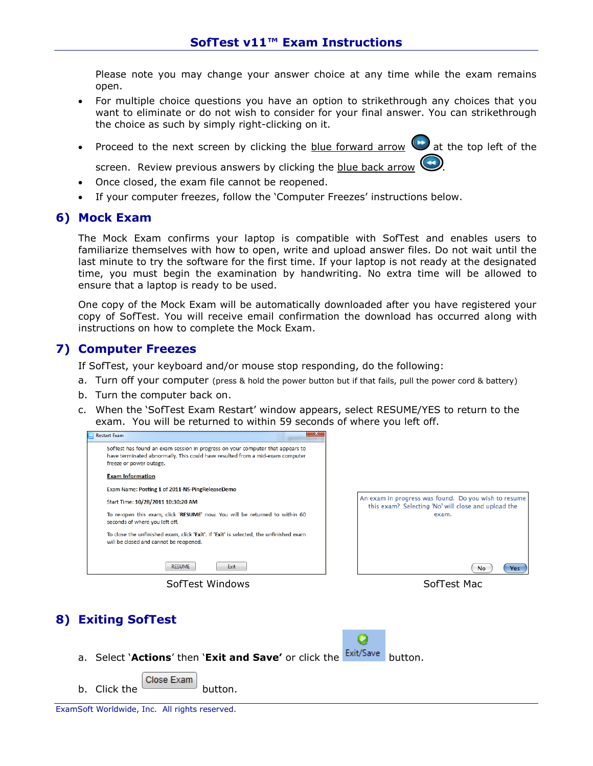Please note you may change your answer choice at any time while the exam remains open.

- For multiple choice questions you have an option to strikethrough any choices that you want to eliminate or do not wish to consider for your final answer. You can strikethrough the choice as such by simply right-clicking on it.
- Proceed to the next screen by clicking the blue forward arrow at the top left of the screen. Review previous answers by clicking the blue back arrow.
- Once closed, the exam file cannot be reopened.
- If your computer freezes, follow the 'Computer Freezes' instructions below.

## 6) Mock Exam

The Mock Exam confirms your laptop is compatible with SofTest and enables users to familiarize themselves with how to open, write and upload answer files. Do not wait until the last minute to try the software for the first time. If your laptop is not ready at the designated time, you must begin the examination by handwriting. No extra time will be allowed to ensure that a laptop is ready to be used.

One copy of the Mock Exam will be automatically downloaded after you have registered your copy of SofTest. You will receive email confirmation the download has occurred along with instructions on how to complete the Mock Exam.

## 7) Computer Freezes

If SofTest, your keyboard and/or mouse stop responding, do the following:

a. Turn off your computer (press & hold the power button but if that fails, pull the power cord & battery)
b. Turn the computer back on.
c. When the 'SofTest Exam Restart' window appears, select RESUME/YES to return to the exam. You will be returned to within 59 seconds of where you left off.

SofTest Windows

SofTest Mac

## 8) Exiting SofTest

a. Select '**Actions**' then '**Exit and Save'** or click the Exit/Save button.
b. Click the Close Exam button.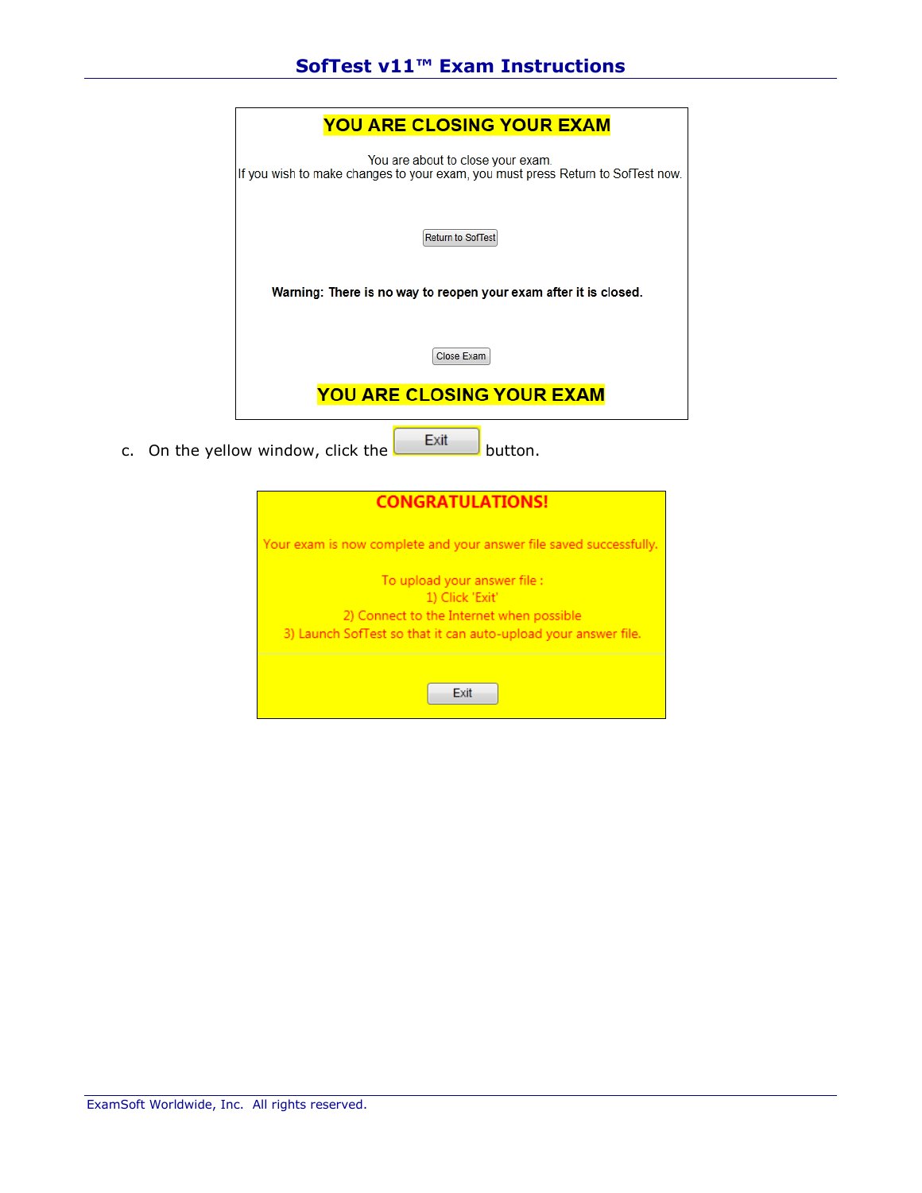**YOU ARE CLOSING YOUR EXAM**

You are about to close your exam.
If you wish to make changes to your exam, you must press Return to SofTest now.

[Return to SofTest]

**Warning: There is no way to reopen your exam after it is closed.**

[Close Exam]

**YOU ARE CLOSING YOUR EXAM**

c. On the yellow window, click the [Exit] button.

**CONGRATULATIONS!**

Your exam is now complete and your answer file saved successfully.

To upload your answer file :
1) Click 'Exit'
2) Connect to the Internet when possible
3) Launch SofTest so that it can auto-upload your answer file.

[Exit]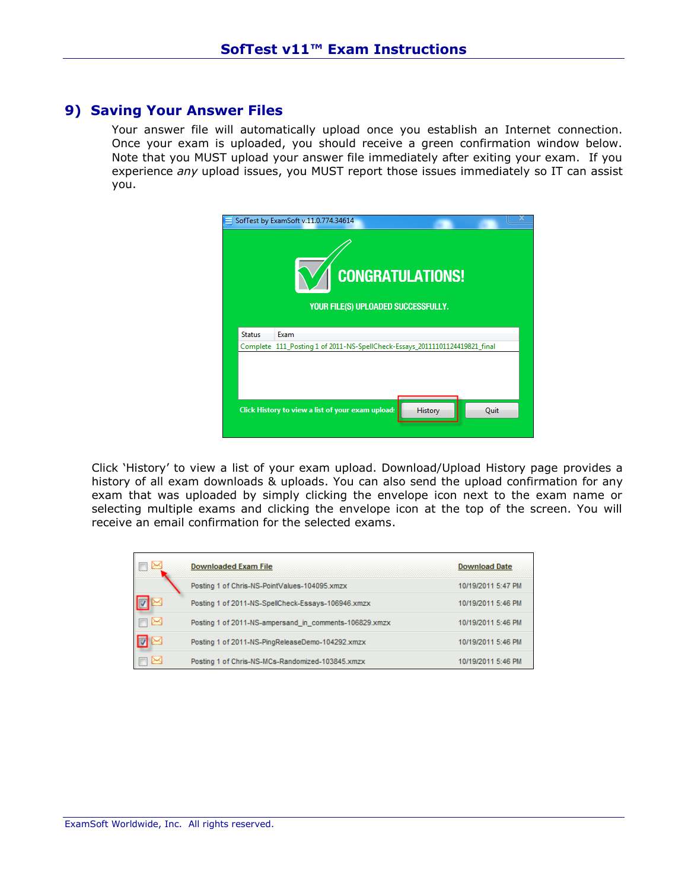## 9) Saving Your Answer Files

Your answer file will automatically upload once you establish an Internet connection. Once your exam is uploaded, you should receive a green confirmation window below. Note that you MUST upload your answer file immediately after exiting your exam. If you experience *any* upload issues, you MUST report those issues immediately so IT can assist you.

Click 'History' to view a list of your exam upload. Download/Upload History page provides a history of all exam downloads & uploads. You can also send the upload confirmation for any exam that was uploaded by simply clicking the envelope icon next to the exam name or selecting multiple exams and clicking the envelope icon at the top of the screen. You will receive an email confirmation for the selected exams.